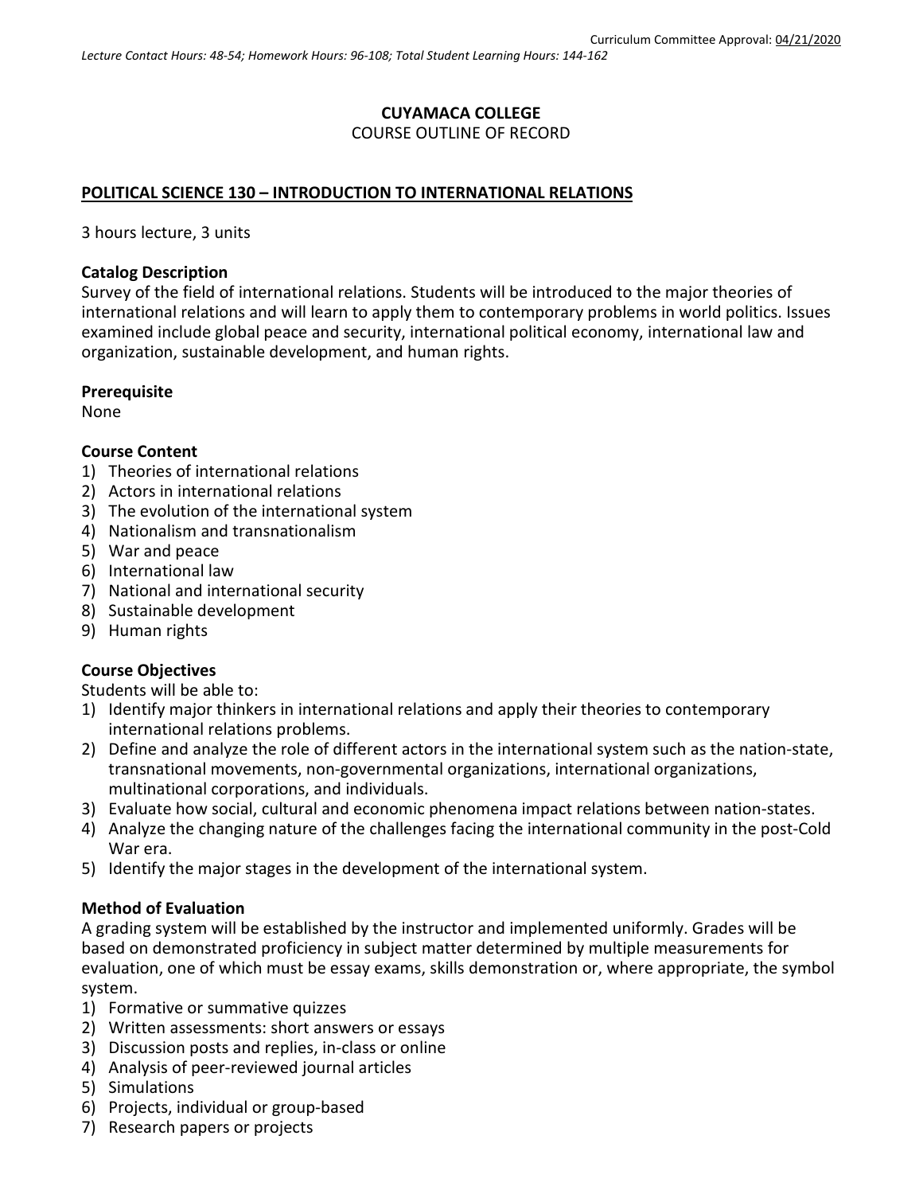Curriculum Committee Approval: 04/21/2020

*Lecture Contact Hours: 48-54; Homework Hours: 96-108; Total Student Learning Hours: 144-162*

**CUYAMACA COLLEGE**
COURSE OUTLINE OF RECORD

**POLITICAL SCIENCE 130 – INTRODUCTION TO INTERNATIONAL RELATIONS**

3 hours lecture, 3 units

**Catalog Description**
Survey of the field of international relations. Students will be introduced to the major theories of international relations and will learn to apply them to contemporary problems in world politics. Issues examined include global peace and security, international political economy, international law and organization, sustainable development, and human rights.

**Prerequisite**
None

**Course Content**
1) Theories of international relations
2) Actors in international relations
3) The evolution of the international system
4) Nationalism and transnationalism
5) War and peace
6) International law
7) National and international security
8) Sustainable development
9) Human rights

**Course Objectives**
Students will be able to:
1) Identify major thinkers in international relations and apply their theories to contemporary international relations problems.
2) Define and analyze the role of different actors in the international system such as the nation-state, transnational movements, non-governmental organizations, international organizations, multinational corporations, and individuals.
3) Evaluate how social, cultural and economic phenomena impact relations between nation-states.
4) Analyze the changing nature of the challenges facing the international community in the post-Cold War era.
5) Identify the major stages in the development of the international system.

**Method of Evaluation**
A grading system will be established by the instructor and implemented uniformly. Grades will be based on demonstrated proficiency in subject matter determined by multiple measurements for evaluation, one of which must be essay exams, skills demonstration or, where appropriate, the symbol system.
1) Formative or summative quizzes
2) Written assessments: short answers or essays
3) Discussion posts and replies, in-class or online
4) Analysis of peer-reviewed journal articles
5) Simulations
6) Projects, individual or group-based
7) Research papers or projects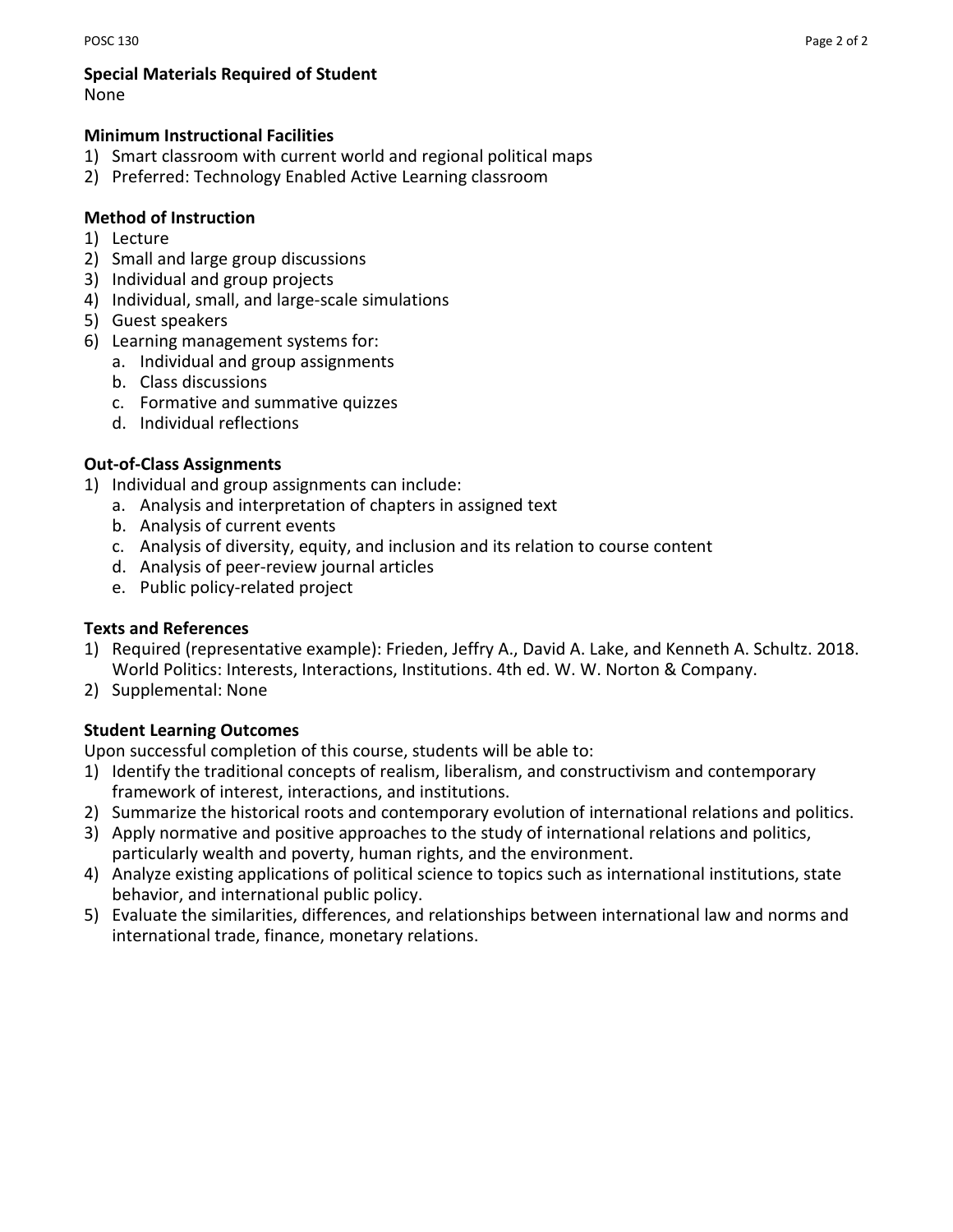**Special Materials Required of Student**
None

**Minimum Instructional Facilities**
1) Smart classroom with current world and regional political maps
2) Preferred: Technology Enabled Active Learning classroom

**Method of Instruction**
1) Lecture
2) Small and large group discussions
3) Individual and group projects
4) Individual, small, and large-scale simulations
5) Guest speakers
6) Learning management systems for:
    a. Individual and group assignments
    b. Class discussions
    c. Formative and summative quizzes
    d. Individual reflections

**Out-of-Class Assignments**
1) Individual and group assignments can include:
    a. Analysis and interpretation of chapters in assigned text
    b. Analysis of current events
    c. Analysis of diversity, equity, and inclusion and its relation to course content
    d. Analysis of peer-review journal articles
    e. Public policy-related project

**Texts and References**
1) Required (representative example): Frieden, Jeffry A., David A. Lake, and Kenneth A. Schultz. 2018. World Politics: Interests, Interactions, Institutions. 4th ed. W. W. Norton & Company.
2) Supplemental: None

**Student Learning Outcomes**
Upon successful completion of this course, students will be able to:
1) Identify the traditional concepts of realism, liberalism, and constructivism and contemporary framework of interest, interactions, and institutions.
2) Summarize the historical roots and contemporary evolution of international relations and politics.
3) Apply normative and positive approaches to the study of international relations and politics, particularly wealth and poverty, human rights, and the environment.
4) Analyze existing applications of political science to topics such as international institutions, state behavior, and international public policy.
5) Evaluate the similarities, differences, and relationships between international law and norms and international trade, finance, monetary relations.